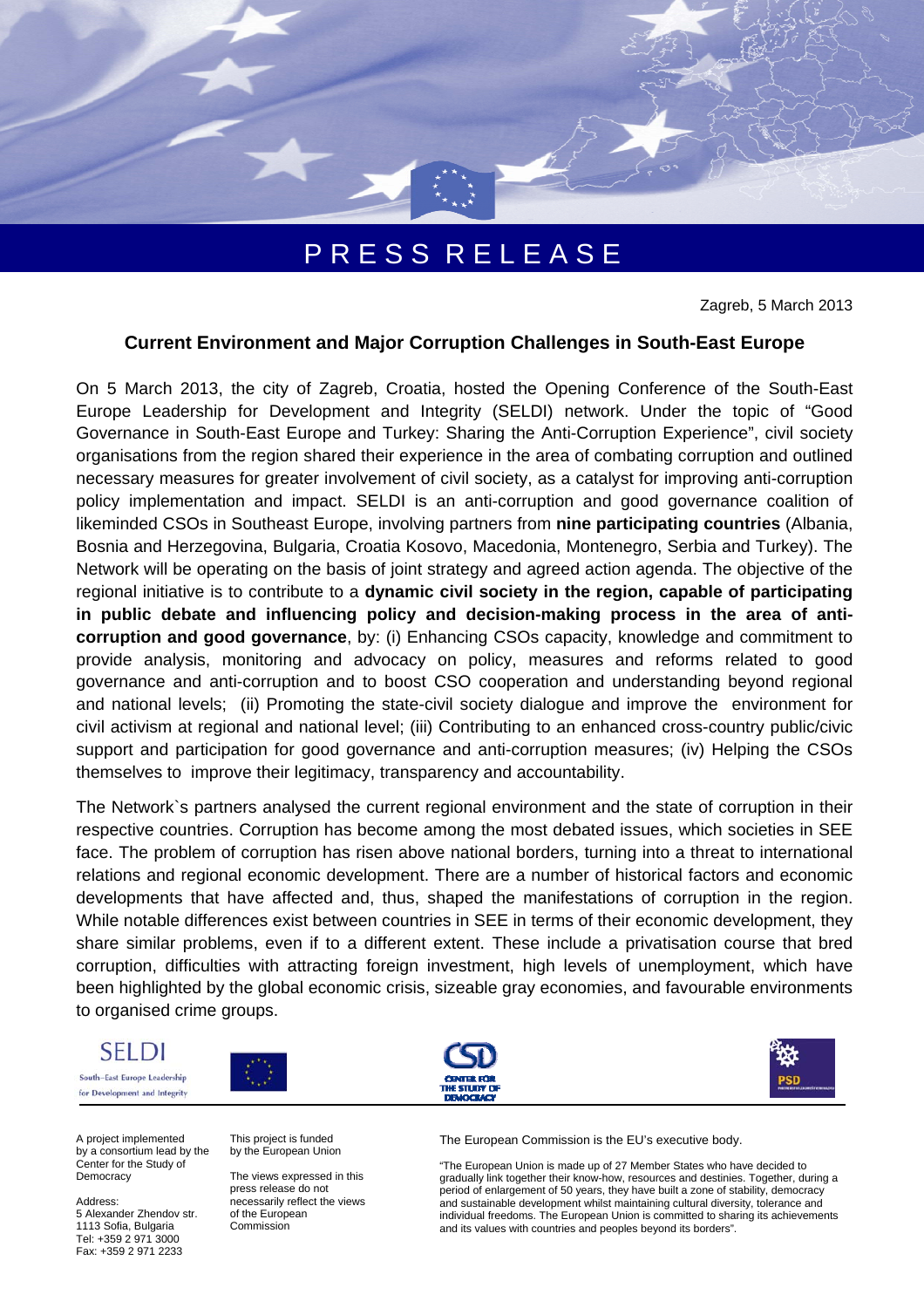# PRESS RELEASE

Zagreb, 5 March 2013

## Current Environment and Major Corruption Challenges in South-East Europe

On 5 March 2013, the city of Zagreb, Croatia, hosted the Opening Conference of the South-East Europe Leadership for Development and Integrity (SELDI) network. Under the topic of "Good Governance in South-East Europe and Turkey: Sharing the Anti-Corruption Experience", civil society organisations from the region shared their experience in the area of combating corruption and outlined necessary measures for greater involvement of civil society, as a catalyst for improving anti-corruption policy implementation and impact. SELDI is an anti-corruption and good governance coalition of likeminded CSOs in Southeast Europe, involving partners from **nine participating countries** (Albania, Bosnia and Herzegovina, Bulgaria, Croatia Kosovo, Macedonia, Montenegro, Serbia and Turkey). The Network will be operating on the basis of joint strategy and agreed action agenda. The objective of the regional initiative is to contribute to a **dynamic civil society in the region, capable of participating in public debate and influencing policy and decision-making process in the area of anti-corruption and good governance**, by: (i) Enhancing CSOs capacity, knowledge and commitment to provide analysis, monitoring and advocacy on policy, measures and reforms related to good governance and anti-corruption and to boost CSO cooperation and understanding beyond regional and national levels; (ii) Promoting the state-civil society dialogue and improve the environment for civil activism at regional and national level; (iii) Contributing to an enhanced cross-country public/civic support and participation for good governance and anti-corruption measures; (iv) Helping the CSOs themselves to improve their legitimacy, transparency and accountability.

The Network`s partners analysed the current regional environment and the state of corruption in their respective countries. Corruption has become among the most debated issues, which societies in SEE face. The problem of corruption has risen above national borders, turning into a threat to international relations and regional economic development. There are a number of historical factors and economic developments that have affected and, thus, shaped the manifestations of corruption in the region. While notable differences exist between countries in SEE in terms of their economic development, they share similar problems, even if to a different extent. These include a privatisation course that bred corruption, difficulties with attracting foreign investment, high levels of unemployment, which have been highlighted by the global economic crisis, sizeable gray economies, and favourable environments to organised crime groups.

SELDI
South-East Europe Leadership for Development and Integrity

CENTER FOR THE STUDY OF DEMOCRACY

PSD

A project implemented by a consortium lead by the Center for the Study of Democracy

Address:
5 Alexander Zhendov str.
1113 Sofia, Bulgaria
Tel: +359 2 971 3000
Fax: +359 2 971 2233

This project is funded by the European Union

The views expressed in this press release do not necessarily reflect the views of the European Commission

The European Commission is the EU's executive body.

"The European Union is made up of 27 Member States who have decided to gradually link together their know-how, resources and destinies. Together, during a period of enlargement of 50 years, they have built a zone of stability, democracy and sustainable development whilst maintaining cultural diversity, tolerance and individual freedoms. The European Union is committed to sharing its achievements and its values with countries and peoples beyond its borders".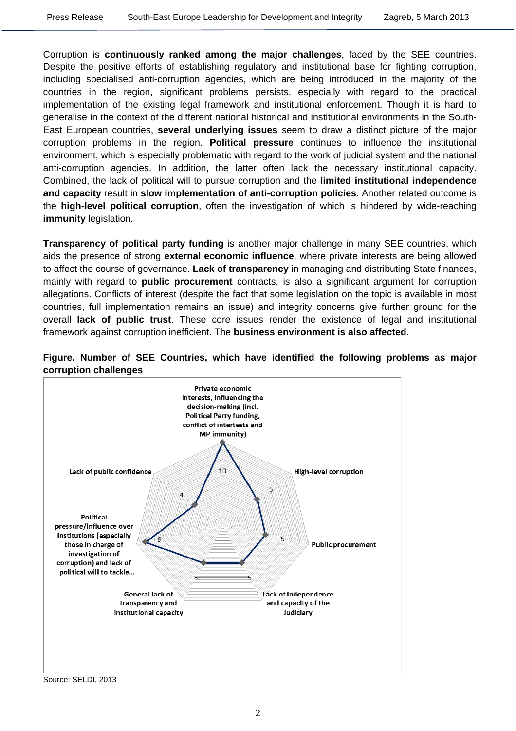Corruption is **continuously ranked among the major challenges**, faced by the SEE countries. Despite the positive efforts of establishing regulatory and institutional base for fighting corruption, including specialised anti-corruption agencies, which are being introduced in the majority of the countries in the region, significant problems persists, especially with regard to the practical implementation of the existing legal framework and institutional enforcement. Though it is hard to generalise in the context of the different national historical and institutional environments in the South-East European countries, **several underlying issues** seem to draw a distinct picture of the major corruption problems in the region. **Political pressure** continues to influence the institutional environment, which is especially problematic with regard to the work of judicial system and the national anti-corruption agencies. In addition, the latter often lack the necessary institutional capacity. Combined, the lack of political will to pursue corruption and the **limited institutional independence and capacity** result in **slow implementation of anti-corruption policies**. Another related outcome is the **high-level political corruption**, often the investigation of which is hindered by wide-reaching **immunity** legislation.

**Transparency of political party funding** is another major challenge in many SEE countries, which aids the presence of strong **external economic influence**, where private interests are being allowed to affect the course of governance. **Lack of transparency** in managing and distributing State finances, mainly with regard to **public procurement** contracts, is also a significant argument for corruption allegations. Conflicts of interest (despite the fact that some legislation on the topic is available in most countries, full implementation remains an issue) and integrity concerns give further ground for the overall **lack of public trust**. These core issues render the existence of legal and institutional framework against corruption inefficient. The **business environment is also affected**.

**Figure. Number of SEE Countries, which have identified the following problems as major corruption challenges**

| Problem | Number of SEE countries |
| --- | --- |
| Private economic interests, influencing the decision-making (incl. Political Party funding, conflict of intertests and MP immunity) | 10 |
| High-level corruption | 5 |
| Public procurement | 5 |
| Lack of independence and capacity of the Judiciary | 5 |
| General lack of transparency and institutional capacity | 5 |
| Political pressure/influence over institutions (especially those in charge of investigation of corruption) and lack of political will to tackle... | 9 |
| Lack of public confidence | 4 |

Source: SELDI, 2013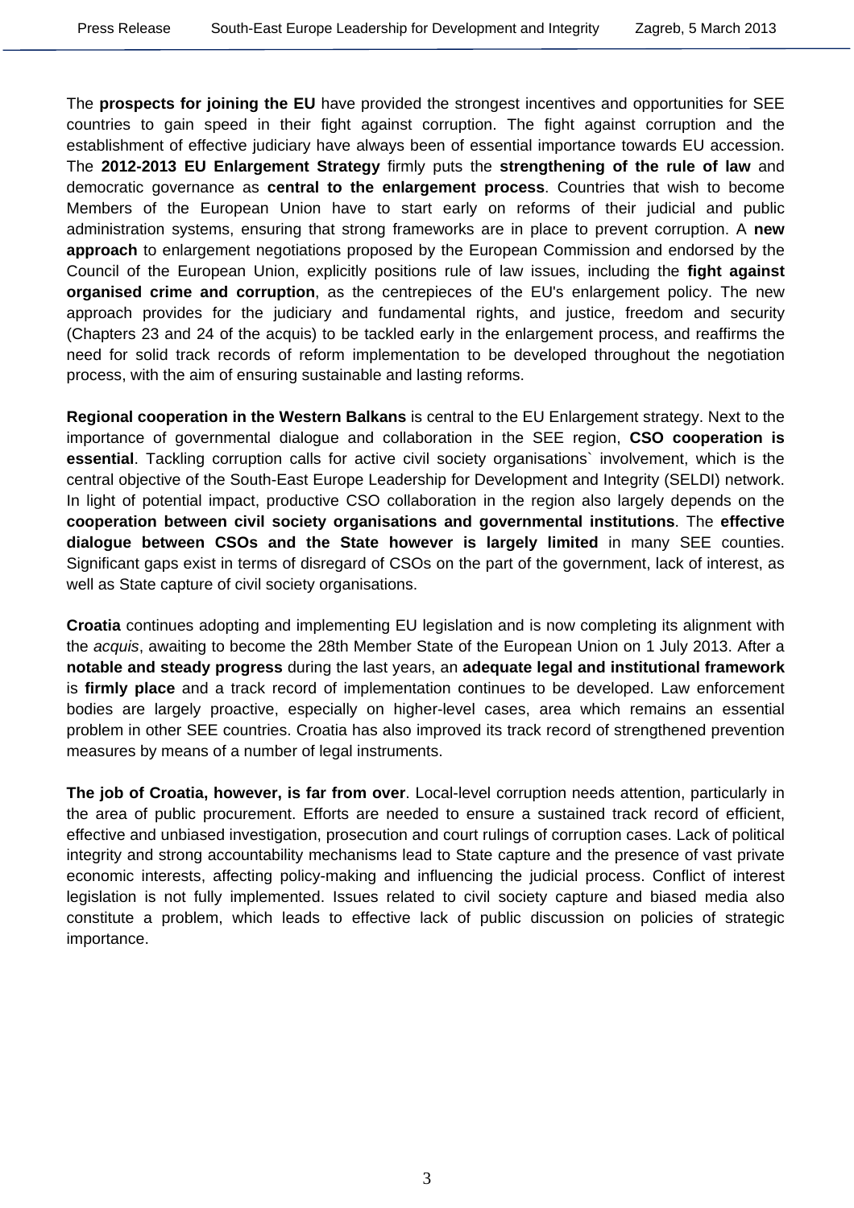The **prospects for joining the EU** have provided the strongest incentives and opportunities for SEE countries to gain speed in their fight against corruption. The fight against corruption and the establishment of effective judiciary have always been of essential importance towards EU accession. The **2012-2013 EU Enlargement Strategy** firmly puts the **strengthening of the rule of law** and democratic governance as **central to the enlargement process**. Countries that wish to become Members of the European Union have to start early on reforms of their judicial and public administration systems, ensuring that strong frameworks are in place to prevent corruption. A **new approach** to enlargement negotiations proposed by the European Commission and endorsed by the Council of the European Union, explicitly positions rule of law issues, including the **fight against organised crime and corruption**, as the centrepieces of the EU's enlargement policy. The new approach provides for the judiciary and fundamental rights, and justice, freedom and security (Chapters 23 and 24 of the acquis) to be tackled early in the enlargement process, and reaffirms the need for solid track records of reform implementation to be developed throughout the negotiation process, with the aim of ensuring sustainable and lasting reforms.

**Regional cooperation in the Western Balkans** is central to the EU Enlargement strategy. Next to the importance of governmental dialogue and collaboration in the SEE region, **CSO cooperation is essential**. Tackling corruption calls for active civil society organisations` involvement, which is the central objective of the South-East Europe Leadership for Development and Integrity (SELDI) network. In light of potential impact, productive CSO collaboration in the region also largely depends on the **cooperation between civil society organisations and governmental institutions**. The **effective dialogue between CSOs and the State however is largely limited** in many SEE counties. Significant gaps exist in terms of disregard of CSOs on the part of the government, lack of interest, as well as State capture of civil society organisations.

**Croatia** continues adopting and implementing EU legislation and is now completing its alignment with the *acquis*, awaiting to become the 28th Member State of the European Union on 1 July 2013. After a **notable and steady progress** during the last years, an **adequate legal and institutional framework** is **firmly place** and a track record of implementation continues to be developed. Law enforcement bodies are largely proactive, especially on higher-level cases, area which remains an essential problem in other SEE countries. Croatia has also improved its track record of strengthened prevention measures by means of a number of legal instruments.

**The job of Croatia, however, is far from over**. Local-level corruption needs attention, particularly in the area of public procurement. Efforts are needed to ensure a sustained track record of efficient, effective and unbiased investigation, prosecution and court rulings of corruption cases. Lack of political integrity and strong accountability mechanisms lead to State capture and the presence of vast private economic interests, affecting policy-making and influencing the judicial process. Conflict of interest legislation is not fully implemented. Issues related to civil society capture and biased media also constitute a problem, which leads to effective lack of public discussion on policies of strategic importance.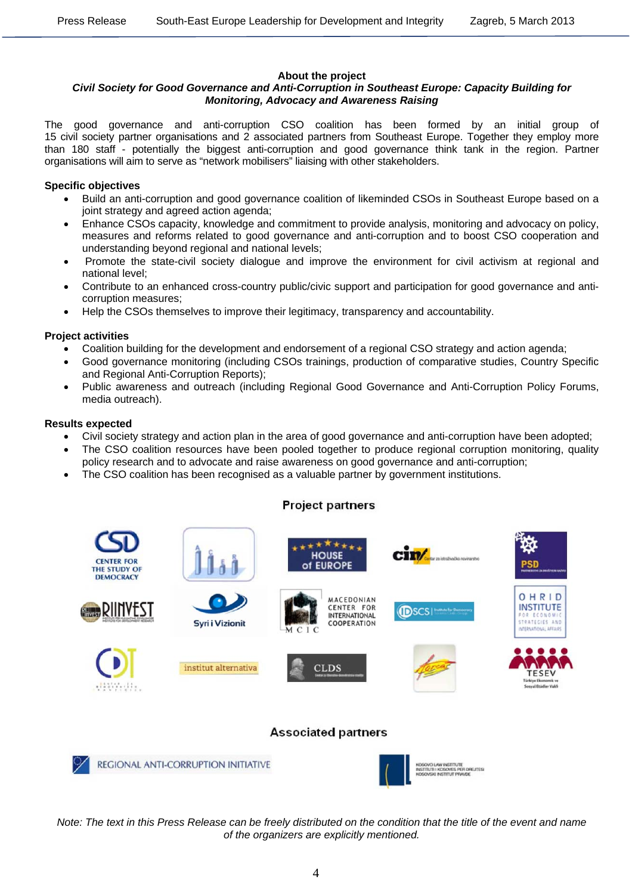## About the project

***Civil Society for Good Governance and Anti-Corruption in Southeast Europe: Capacity Building for Monitoring, Advocacy and Awareness Raising***

The good governance and anti-corruption CSO coalition has been formed by an initial group of 15 civil society partner organisations and 2 associated partners from Southeast Europe. Together they employ more than 180 staff - potentially the biggest anti-corruption and good governance think tank in the region. Partner organisations will aim to serve as "network mobilisers" liaising with other stakeholders.

**Specific objectives**

- Build an anti-corruption and good governance coalition of likeminded CSOs in Southeast Europe based on a joint strategy and agreed action agenda;
- Enhance CSOs capacity, knowledge and commitment to provide analysis, monitoring and advocacy on policy, measures and reforms related to good governance and anti-corruption and to boost CSO cooperation and understanding beyond regional and national levels;
- Promote the state-civil society dialogue and improve the environment for civil activism at regional and national level;
- Contribute to an enhanced cross-country public/civic support and participation for good governance and anti-corruption measures;
- Help the CSOs themselves to improve their legitimacy, transparency and accountability.

**Project activities**

- Coalition building for the development and endorsement of a regional CSO strategy and action agenda;
- Good governance monitoring (including CSOs trainings, production of comparative studies, Country Specific and Regional Anti-Corruption Reports);
- Public awareness and outreach (including Regional Good Governance and Anti-Corruption Policy Forums, media outreach).

**Results expected**

- Civil society strategy and action plan in the area of good governance and anti-corruption have been adopted;
- The CSO coalition resources have been pooled together to produce regional corruption monitoring, quality policy research and to advocate and raise awareness on good governance and anti-corruption;
- The CSO coalition has been recognised as a valuable partner by government institutions.

**Project partners**

CENTER FOR THE STUDY OF DEMOCRACY

HOUSE of EUROPE

cin Centar za istraživačko novinarstvo

PSD

RIINVEST

Syri i Vizionit

MACEDONIAN CENTER FOR INTERNATIONAL COOPERATION

IDSCS

OHRID INSTITUTE FOR ECONOMIC STRATEGIES AND INTERNATIONAL AFFAIRS

institut alternativa

CLDS

TESEV

**Associated partners**

REGIONAL ANTI-CORRUPTION INITIATIVE

KOSOVO LAW INSTITUTE

*Note: The text in this Press Release can be freely distributed on the condition that the title of the event and name of the organizers are explicitly mentioned.*